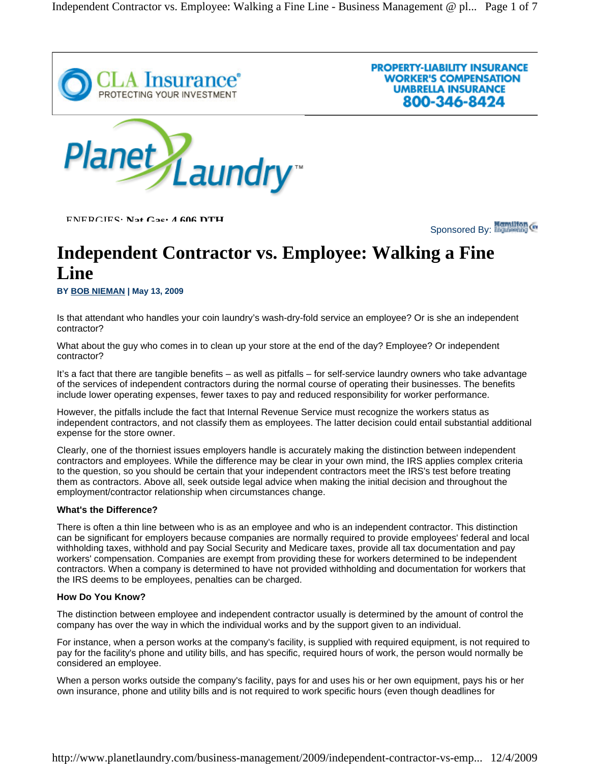PROPERTY-LIABILITY INSURANCE
WORKER'S COMPENSATION
UMBRELLA INSURANCE
800-346-8424

ENERGIES: Nat Gas: 4.606 DTH

Sponsored By:

# Independent Contractor vs. Employee: Walking a Fine Line

**BY BOB NIEMAN | May 13, 2009**

Is that attendant who handles your coin laundry's wash-dry-fold service an employee? Or is she an independent contractor?

What about the guy who comes in to clean up your store at the end of the day? Employee? Or independent contractor?

It's a fact that there are tangible benefits – as well as pitfalls – for self-service laundry owners who take advantage of the services of independent contractors during the normal course of operating their businesses. The benefits include lower operating expenses, fewer taxes to pay and reduced responsibility for worker performance.

However, the pitfalls include the fact that Internal Revenue Service must recognize the workers status as independent contractors, and not classify them as employees. The latter decision could entail substantial additional expense for the store owner.

Clearly, one of the thorniest issues employers handle is accurately making the distinction between independent contractors and employees. While the difference may be clear in your own mind, the IRS applies complex criteria to the question, so you should be certain that your independent contractors meet the IRS's test before treating them as contractors. Above all, seek outside legal advice when making the initial decision and throughout the employment/contractor relationship when circumstances change.

**What's the Difference?**

There is often a thin line between who is as an employee and who is an independent contractor. This distinction can be significant for employers because companies are normally required to provide employees' federal and local withholding taxes, withhold and pay Social Security and Medicare taxes, provide all tax documentation and pay workers' compensation. Companies are exempt from providing these for workers determined to be independent contractors. When a company is determined to have not provided withholding and documentation for workers that the IRS deems to be employees, penalties can be charged.

**How Do You Know?**

The distinction between employee and independent contractor usually is determined by the amount of control the company has over the way in which the individual works and by the support given to an individual.

For instance, when a person works at the company's facility, is supplied with required equipment, is not required to pay for the facility's phone and utility bills, and has specific, required hours of work, the person would normally be considered an employee.

When a person works outside the company's facility, pays for and uses his or her own equipment, pays his or her own insurance, phone and utility bills and is not required to work specific hours (even though deadlines for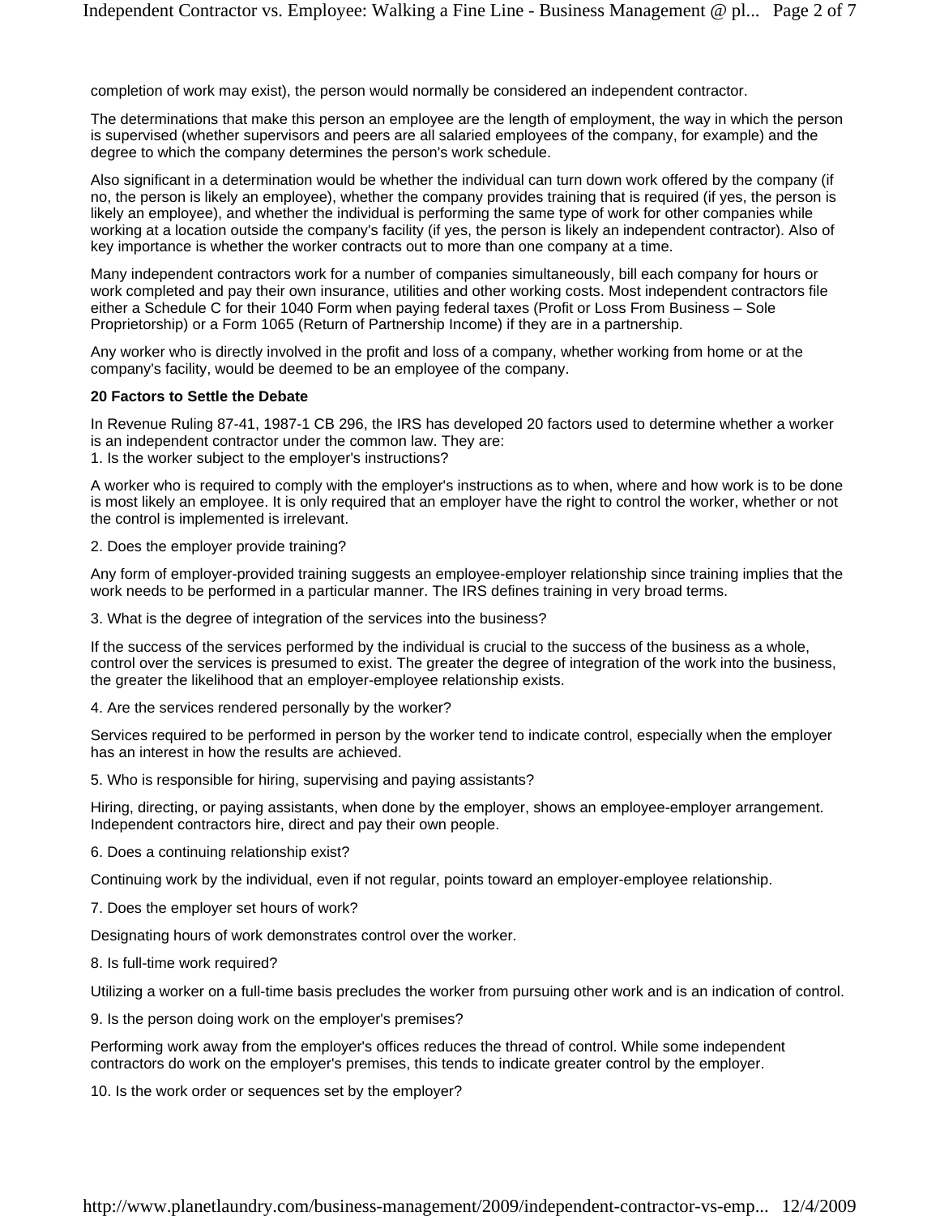completion of work may exist), the person would normally be considered an independent contractor.

The determinations that make this person an employee are the length of employment, the way in which the person is supervised (whether supervisors and peers are all salaried employees of the company, for example) and the degree to which the company determines the person's work schedule.

Also significant in a determination would be whether the individual can turn down work offered by the company (if no, the person is likely an employee), whether the company provides training that is required (if yes, the person is likely an employee), and whether the individual is performing the same type of work for other companies while working at a location outside the company's facility (if yes, the person is likely an independent contractor). Also of key importance is whether the worker contracts out to more than one company at a time.

Many independent contractors work for a number of companies simultaneously, bill each company for hours or work completed and pay their own insurance, utilities and other working costs. Most independent contractors file either a Schedule C for their 1040 Form when paying federal taxes (Profit or Loss From Business – Sole Proprietorship) or a Form 1065 (Return of Partnership Income) if they are in a partnership.

Any worker who is directly involved in the profit and loss of a company, whether working from home or at the company's facility, would be deemed to be an employee of the company.

**20 Factors to Settle the Debate**

In Revenue Ruling 87-41, 1987-1 CB 296, the IRS has developed 20 factors used to determine whether a worker is an independent contractor under the common law. They are:
1. Is the worker subject to the employer's instructions?

A worker who is required to comply with the employer's instructions as to when, where and how work is to be done is most likely an employee. It is only required that an employer have the right to control the worker, whether or not the control is implemented is irrelevant.

2. Does the employer provide training?

Any form of employer-provided training suggests an employee-employer relationship since training implies that the work needs to be performed in a particular manner. The IRS defines training in very broad terms.

3. What is the degree of integration of the services into the business?

If the success of the services performed by the individual is crucial to the success of the business as a whole, control over the services is presumed to exist. The greater the degree of integration of the work into the business, the greater the likelihood that an employer-employee relationship exists.

4. Are the services rendered personally by the worker?

Services required to be performed in person by the worker tend to indicate control, especially when the employer has an interest in how the results are achieved.

5. Who is responsible for hiring, supervising and paying assistants?

Hiring, directing, or paying assistants, when done by the employer, shows an employee-employer arrangement. Independent contractors hire, direct and pay their own people.

6. Does a continuing relationship exist?

Continuing work by the individual, even if not regular, points toward an employer-employee relationship.

7. Does the employer set hours of work?

Designating hours of work demonstrates control over the worker.

8. Is full-time work required?

Utilizing a worker on a full-time basis precludes the worker from pursuing other work and is an indication of control.

9. Is the person doing work on the employer's premises?

Performing work away from the employer's offices reduces the thread of control. While some independent contractors do work on the employer's premises, this tends to indicate greater control by the employer.

10. Is the work order or sequences set by the employer?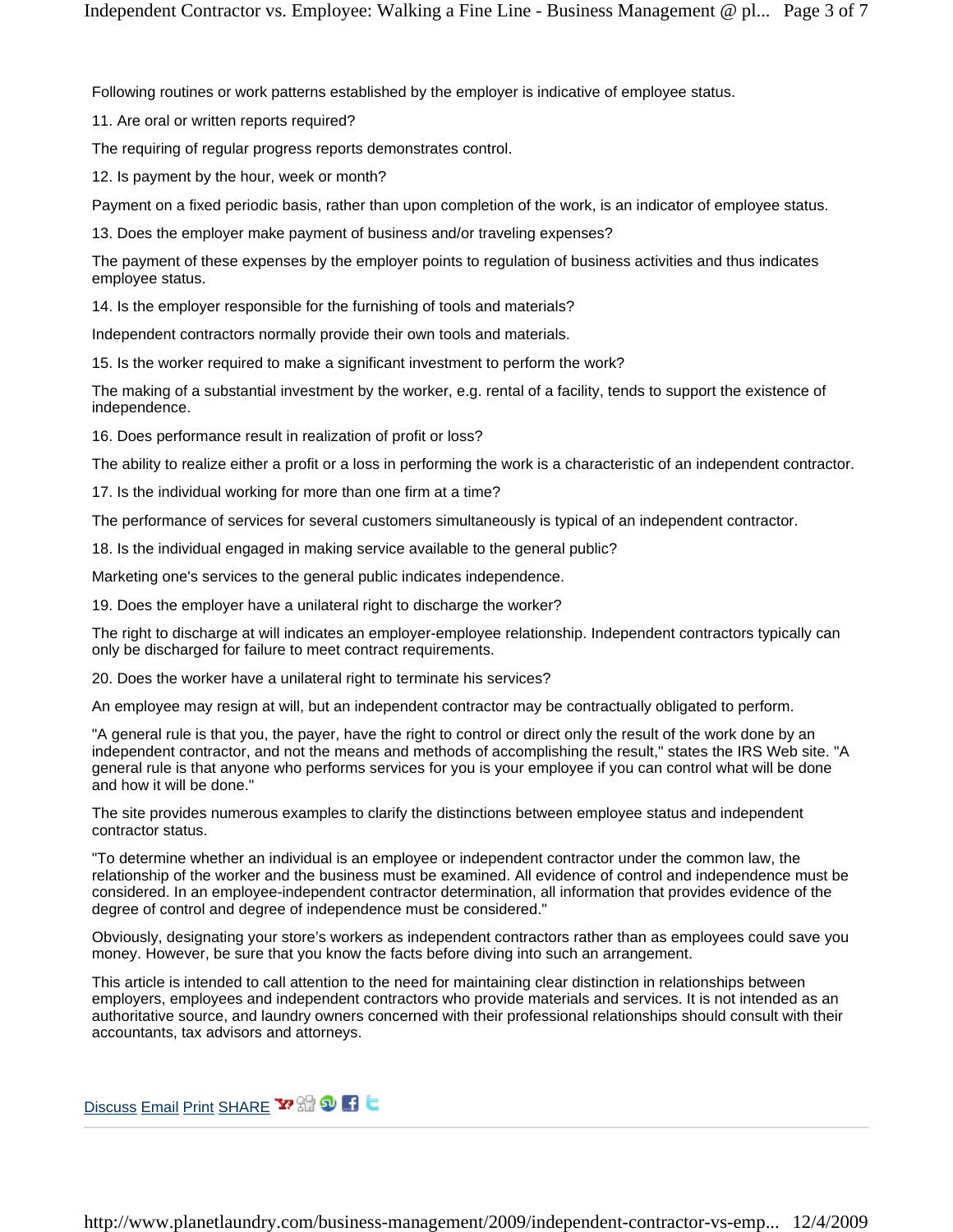Following routines or work patterns established by the employer is indicative of employee status.

11. Are oral or written reports required?

The requiring of regular progress reports demonstrates control.

12. Is payment by the hour, week or month?

Payment on a fixed periodic basis, rather than upon completion of the work, is an indicator of employee status.

13. Does the employer make payment of business and/or traveling expenses?

The payment of these expenses by the employer points to regulation of business activities and thus indicates employee status.

14. Is the employer responsible for the furnishing of tools and materials?

Independent contractors normally provide their own tools and materials.

15. Is the worker required to make a significant investment to perform the work?

The making of a substantial investment by the worker, e.g. rental of a facility, tends to support the existence of independence.

16. Does performance result in realization of profit or loss?

The ability to realize either a profit or a loss in performing the work is a characteristic of an independent contractor.

17. Is the individual working for more than one firm at a time?

The performance of services for several customers simultaneously is typical of an independent contractor.

18. Is the individual engaged in making service available to the general public?

Marketing one's services to the general public indicates independence.

19. Does the employer have a unilateral right to discharge the worker?

The right to discharge at will indicates an employer-employee relationship. Independent contractors typically can only be discharged for failure to meet contract requirements.

20. Does the worker have a unilateral right to terminate his services?

An employee may resign at will, but an independent contractor may be contractually obligated to perform.

"A general rule is that you, the payer, have the right to control or direct only the result of the work done by an independent contractor, and not the means and methods of accomplishing the result," states the IRS Web site. "A general rule is that anyone who performs services for you is your employee if you can control what will be done and how it will be done."

The site provides numerous examples to clarify the distinctions between employee status and independent contractor status.

"To determine whether an individual is an employee or independent contractor under the common law, the relationship of the worker and the business must be examined. All evidence of control and independence must be considered. In an employee-independent contractor determination, all information that provides evidence of the degree of control and degree of independence must be considered."

Obviously, designating your store's workers as independent contractors rather than as employees could save you money. However, be sure that you know the facts before diving into such an arrangement.

This article is intended to call attention to the need for maintaining clear distinction in relationships between employers, employees and independent contractors who provide materials and services. It is not intended as an authoritative source, and laundry owners concerned with their professional relationships should consult with their accountants, tax advisors and attorneys.

Discuss Email Print SHARE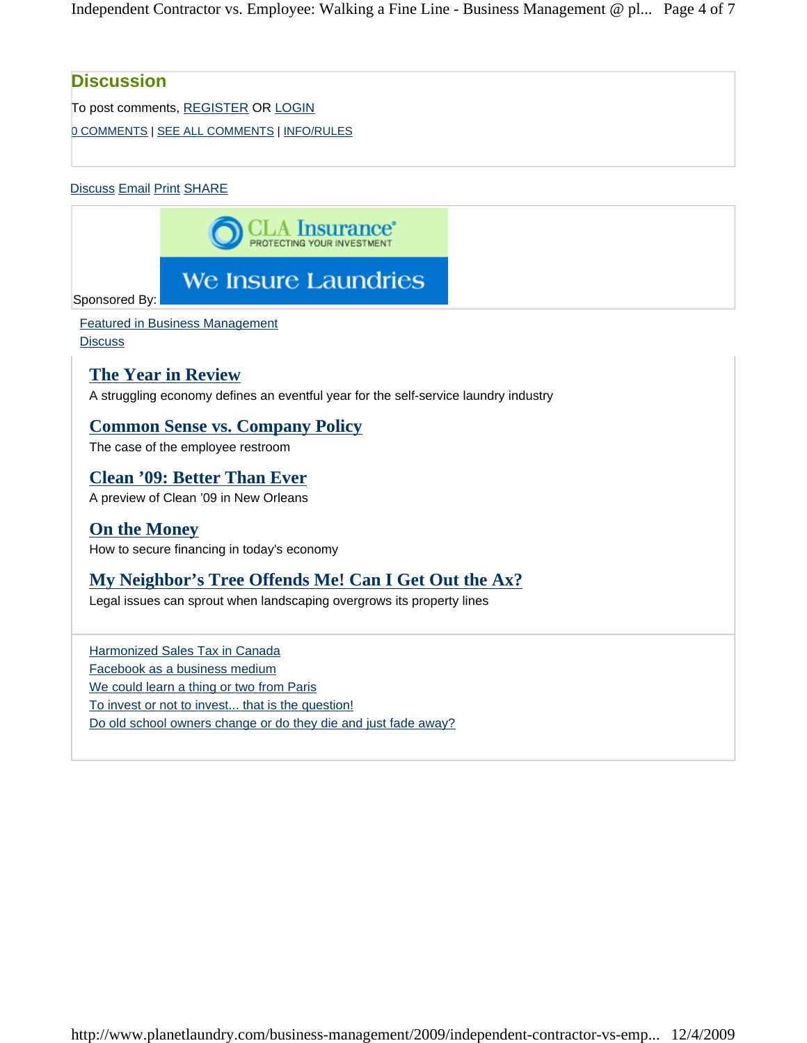## Discussion

To post comments, REGISTER OR LOGIN

0 COMMENTS | SEE ALL COMMENTS | INFO/RULES

Discuss Email Print SHARE

Sponsored By: CLA Insurance® PROTECTING YOUR INVESTMENT We Insure Laundries

Featured in Business Management
Discuss

### The Year in Review

A struggling economy defines an eventful year for the self-service laundry industry

### Common Sense vs. Company Policy

The case of the employee restroom

### Clean ’09: Better Than Ever

A preview of Clean ’09 in New Orleans

### On the Money

How to secure financing in today's economy

### My Neighbor’s Tree Offends Me! Can I Get Out the Ax?

Legal issues can sprout when landscaping overgrows its property lines

Harmonized Sales Tax in Canada
Facebook as a business medium
We could learn a thing or two from Paris
To invest or not to invest... that is the question!
Do old school owners change or do they die and just fade away?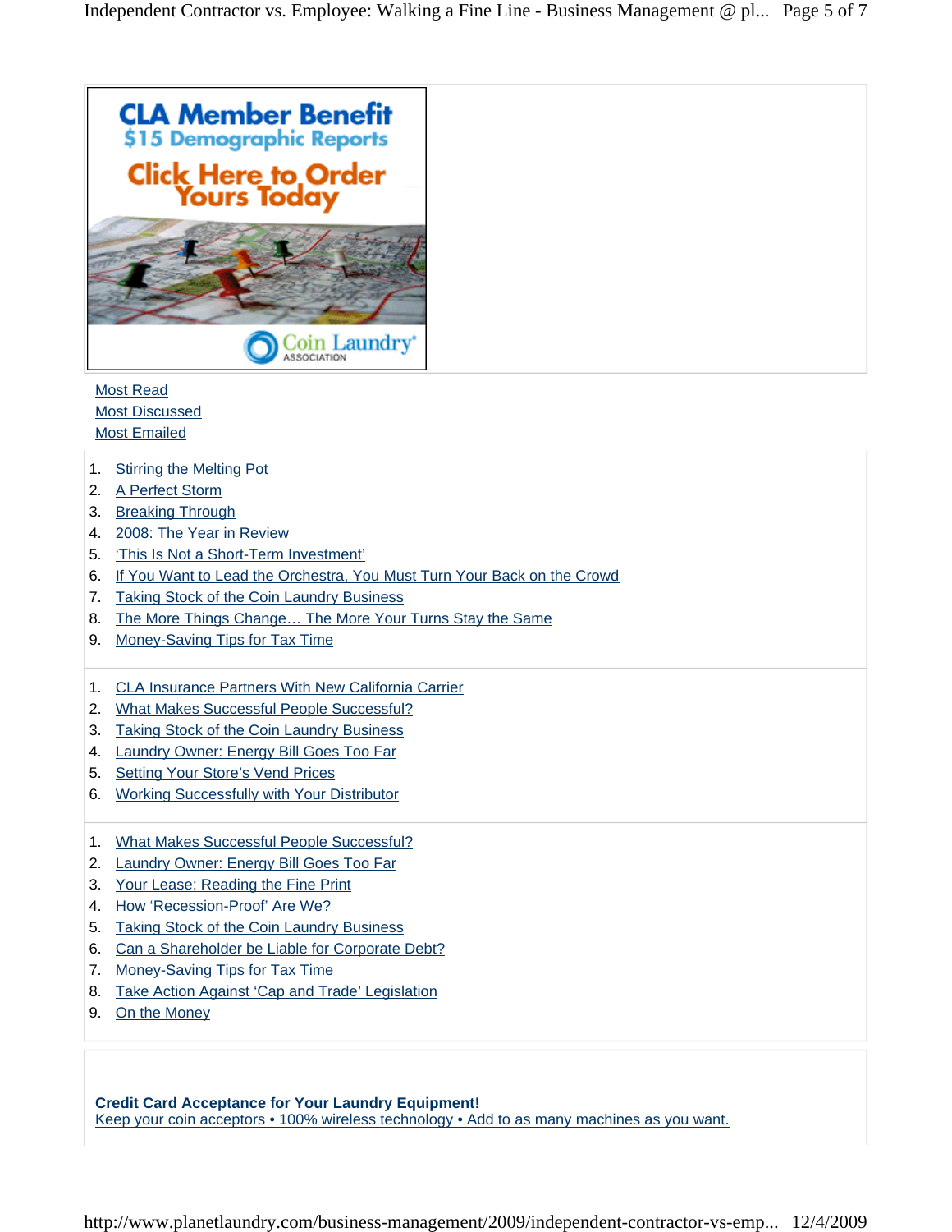CLA Member Benefit
$15 Demographic Reports
Click Here to Order Yours Today

Coin Laundry Association

Most Read
Most Discussed
Most Emailed

1. Stirring the Melting Pot
2. A Perfect Storm
3. Breaking Through
4. 2008: The Year in Review
5. 'This Is Not a Short-Term Investment'
6. If You Want to Lead the Orchestra, You Must Turn Your Back on the Crowd
7. Taking Stock of the Coin Laundry Business
8. The More Things Change… The More Your Turns Stay the Same
9. Money-Saving Tips for Tax Time

1. CLA Insurance Partners With New California Carrier
2. What Makes Successful People Successful?
3. Taking Stock of the Coin Laundry Business
4. Laundry Owner: Energy Bill Goes Too Far
5. Setting Your Store's Vend Prices
6. Working Successfully with Your Distributor

1. What Makes Successful People Successful?
2. Laundry Owner: Energy Bill Goes Too Far
3. Your Lease: Reading the Fine Print
4. How 'Recession-Proof' Are We?
5. Taking Stock of the Coin Laundry Business
6. Can a Shareholder be Liable for Corporate Debt?
7. Money-Saving Tips for Tax Time
8. Take Action Against 'Cap and Trade' Legislation
9. On the Money

**Credit Card Acceptance for Your Laundry Equipment!**
Keep your coin acceptors • 100% wireless technology • Add to as many machines as you want.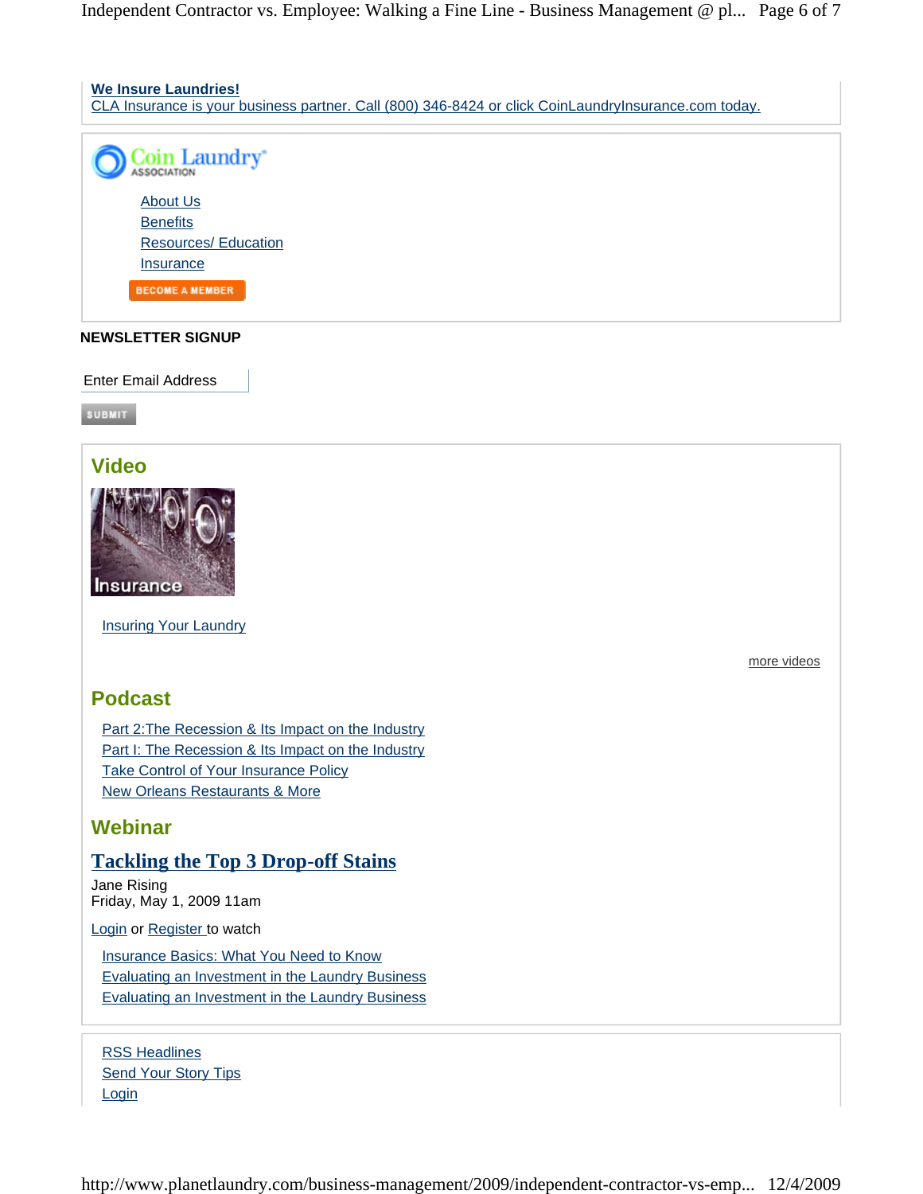**We Insure Laundries!**
CLA Insurance is your business partner. Call (800) 346-8424 or click CoinLaundryInsurance.com today.

Coin Laundry ASSOCIATION

- About Us
- Benefits
- Resources/ Education
- Insurance

BECOME A MEMBER

**NEWSLETTER SIGNUP**

Enter Email Address

SUBMIT

## Video

Insurance

Insuring Your Laundry

more videos

## Podcast

- Part 2:The Recession & Its Impact on the Industry
- Part I: The Recession & Its Impact on the Industry
- Take Control of Your Insurance Policy
- New Orleans Restaurants & More

## Webinar

### Tackling the Top 3 Drop-off Stains

Jane Rising
Friday, May 1, 2009 11am

Login or Register to watch

- Insurance Basics: What You Need to Know
- Evaluating an Investment in the Laundry Business
- Evaluating an Investment in the Laundry Business

- RSS Headlines
- Send Your Story Tips
- Login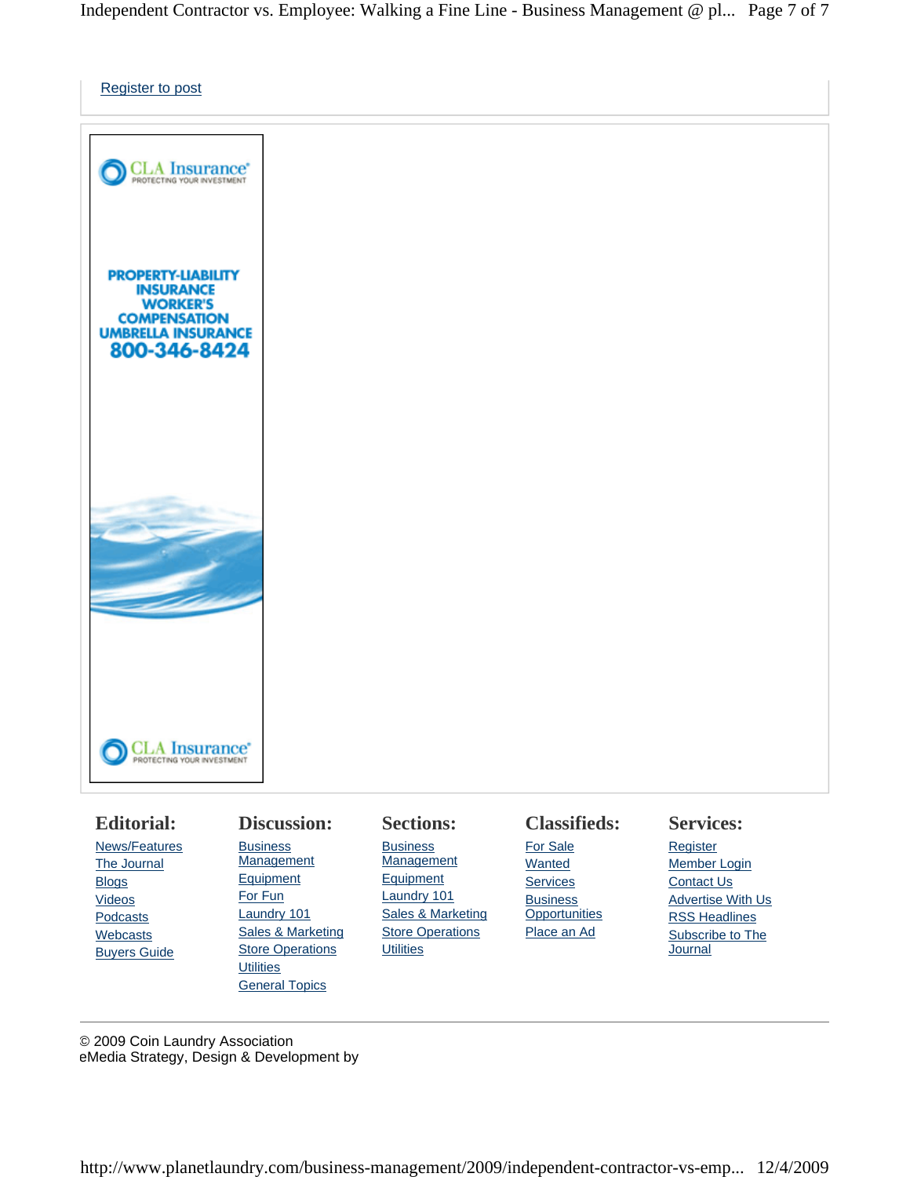Register to post

CLA Insurance®
PROTECTING YOUR INVESTMENT

PROPERTY-LIABILITY INSURANCE
WORKER'S COMPENSATION
UMBRELLA INSURANCE
800-346-8424

CLA Insurance®
PROTECTING YOUR INVESTMENT

## Editorial:

- News/Features
- The Journal
- Blogs
- Videos
- Podcasts
- Webcasts
- Buyers Guide

## Discussion:

- Business Management
- Equipment
- For Fun
- Laundry 101
- Sales & Marketing
- Store Operations
- Utilities
- General Topics

## Sections:

- Business Management
- Equipment
- Laundry 101
- Sales & Marketing
- Store Operations
- Utilities

## Classifieds:

- For Sale
- Wanted
- Services
- Business Opportunities
- Place an Ad

## Services:

- Register
- Member Login
- Contact Us
- Advertise With Us
- RSS Headlines
- Subscribe to The Journal

---

© 2009 Coin Laundry Association
eMedia Strategy, Design & Development by